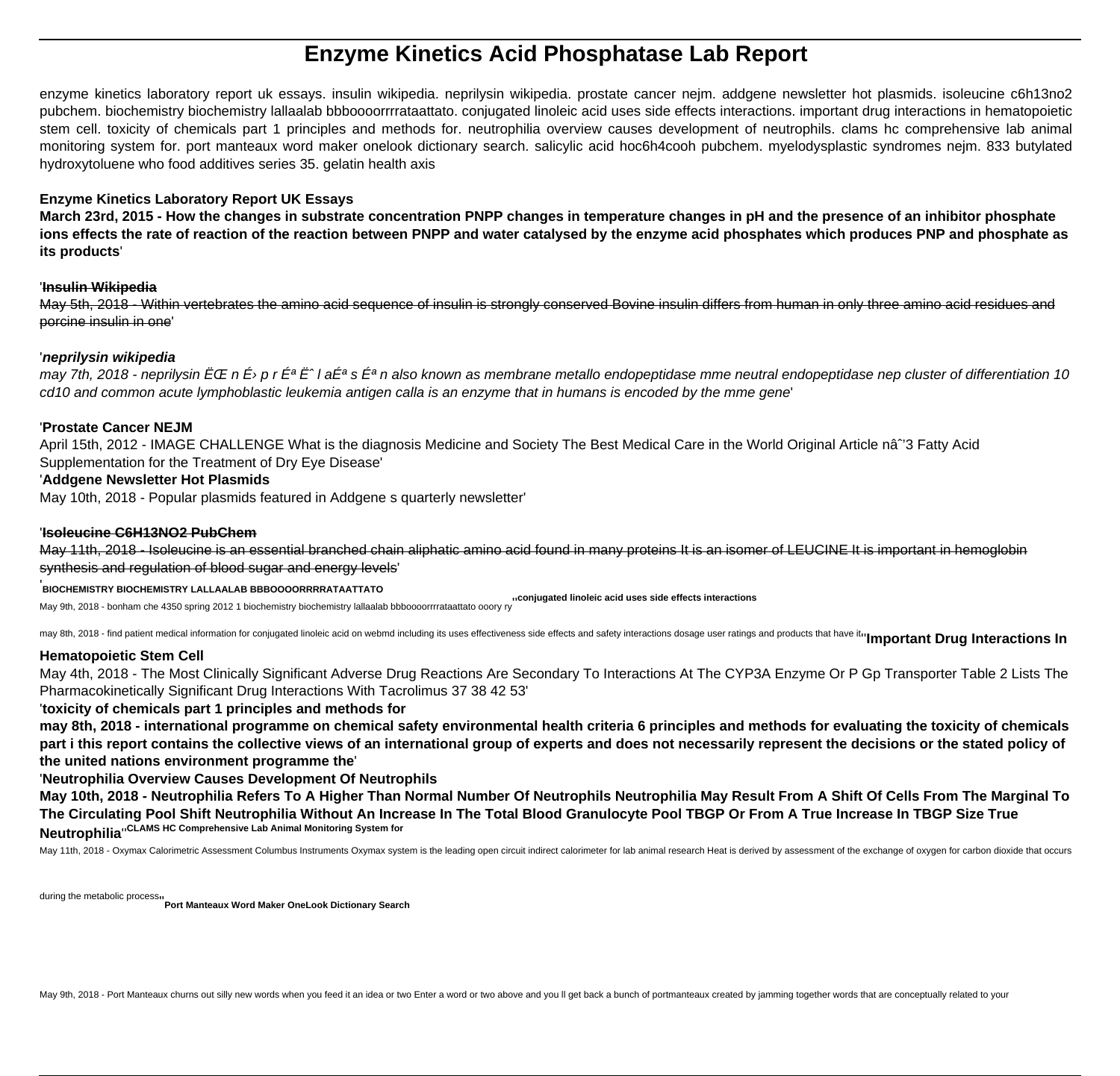# Enzyme Kinetics Acid Phosphatase Lab Report

enzyme kinetics laboratory report uk essays. insulin wikipedia. neprilysin wikipedia. prostate cancer nejm. addgene newsletter hot plasmids. isoleucine c6h13no2 pubchem. biochemistry biochemistry lallaalab bbboooorrrrataattato. conjugated linoleic acid uses side effects interactions. important drug interactions in hematopoietic stem cell. toxicity of chemicals part 1 principles and methods for. neutrophilia overview causes development of neutrophils. clams hc comprehensive lab animal monitoring system for. port manteaux word maker onelook dictionary search. salicylic acid hoc6h4cooh pubchem. myelodysplastic syndromes nejm. 833 butylated hydroxytoluene who food additives series 35. gelatin health axis

**Enzyme Kinetics Laboratory Report UK Essays**

**March 23rd, 2015 - How the changes in substrate concentration PNPP changes in temperature changes in pH and the presence of an inhibitor phosphate ions effects the rate of reaction of the reaction between PNPP and water catalysed by the enzyme acid phosphates which produces PNP and phosphate as its products**'

'**Insulin Wikipedia**

May 5th, 2018 - Within vertebrates the amino acid sequence of insulin is strongly conserved Bovine insulin differs from human in only three amino acid residues and porcine insulin in one'

'***neprilysin wikipedia***

*may 7th, 2018 - neprilysin ËŒ n É› p r Éª Ëˆ l aÉª s Éª n also known as membrane metallo endopeptidase mme neutral endopeptidase nep cluster of differentiation 10 cd10 and common acute lymphoblastic leukemia antigen calla is an enzyme that in humans is encoded by the mme gene*'

'**Prostate Cancer NEJM**

April 15th, 2012 - IMAGE CHALLENGE What is the diagnosis Medicine and Society The Best Medical Care in the World Original Article nâˆ'3 Fatty Acid Supplementation for the Treatment of Dry Eye Disease'

'**Addgene Newsletter Hot Plasmids**

May 10th, 2018 - Popular plasmids featured in Addgene s quarterly newsletter'

'**Isoleucine C6H13NO2 PubChem**

May 11th, 2018 - Isoleucine is an essential branched chain aliphatic amino acid found in many proteins It is an isomer of LEUCINE It is important in hemoglobin synthesis and regulation of blood sugar and energy levels'

'**BIOCHEMISTRY BIOCHEMISTRY LALLAALAB BBBOOOORRRRATAATTATO**

May 9th, 2018 - bonham che 4350 spring 2012 1 biochemistry biochemistry lallaalab bbboooorrrrataattato ooory ry''**conjugated linoleic acid uses side effects interactions**

may 8th, 2018 - find patient medical information for conjugated linoleic acid on webmd including its uses effectiveness side effects and safety interactions dosage user ratings and products that have it''**Important Drug Interactions In Hematopoietic Stem Cell**

May 4th, 2018 - The Most Clinically Significant Adverse Drug Reactions Are Secondary To Interactions At The CYP3A Enzyme Or P Gp Transporter Table 2 Lists The Pharmacokinetically Significant Drug Interactions With Tacrolimus 37 38 42 53'

'**toxicity of chemicals part 1 principles and methods for**

**may 8th, 2018 - international programme on chemical safety environmental health criteria 6 principles and methods for evaluating the toxicity of chemicals part i this report contains the collective views of an international group of experts and does not necessarily represent the decisions or the stated policy of the united nations environment programme the**'

'**Neutrophilia Overview Causes Development Of Neutrophils**

**May 10th, 2018 - Neutrophilia Refers To A Higher Than Normal Number Of Neutrophils Neutrophilia May Result From A Shift Of Cells From The Marginal To The Circulating Pool Shift Neutrophilia Without An Increase In The Total Blood Granulocyte Pool TBGP Or From A True Increase In TBGP Size True Neutrophilia**''**CLAMS HC Comprehensive Lab Animal Monitoring System for**

May 11th, 2018 - Oxymax Calorimetric Assessment Columbus Instruments Oxymax system is the leading open circuit indirect calorimeter for lab animal research Heat is derived by assessment of the exchange of oxygen for carbon dioxide that occurs during the metabolic process''**Port Manteaux Word Maker OneLook Dictionary Search**

May 9th, 2018 - Port Manteaux churns out silly new words when you feed it an idea or two Enter a word or two above and you ll get back a bunch of portmanteaux created by jamming together words that are conceptually related to your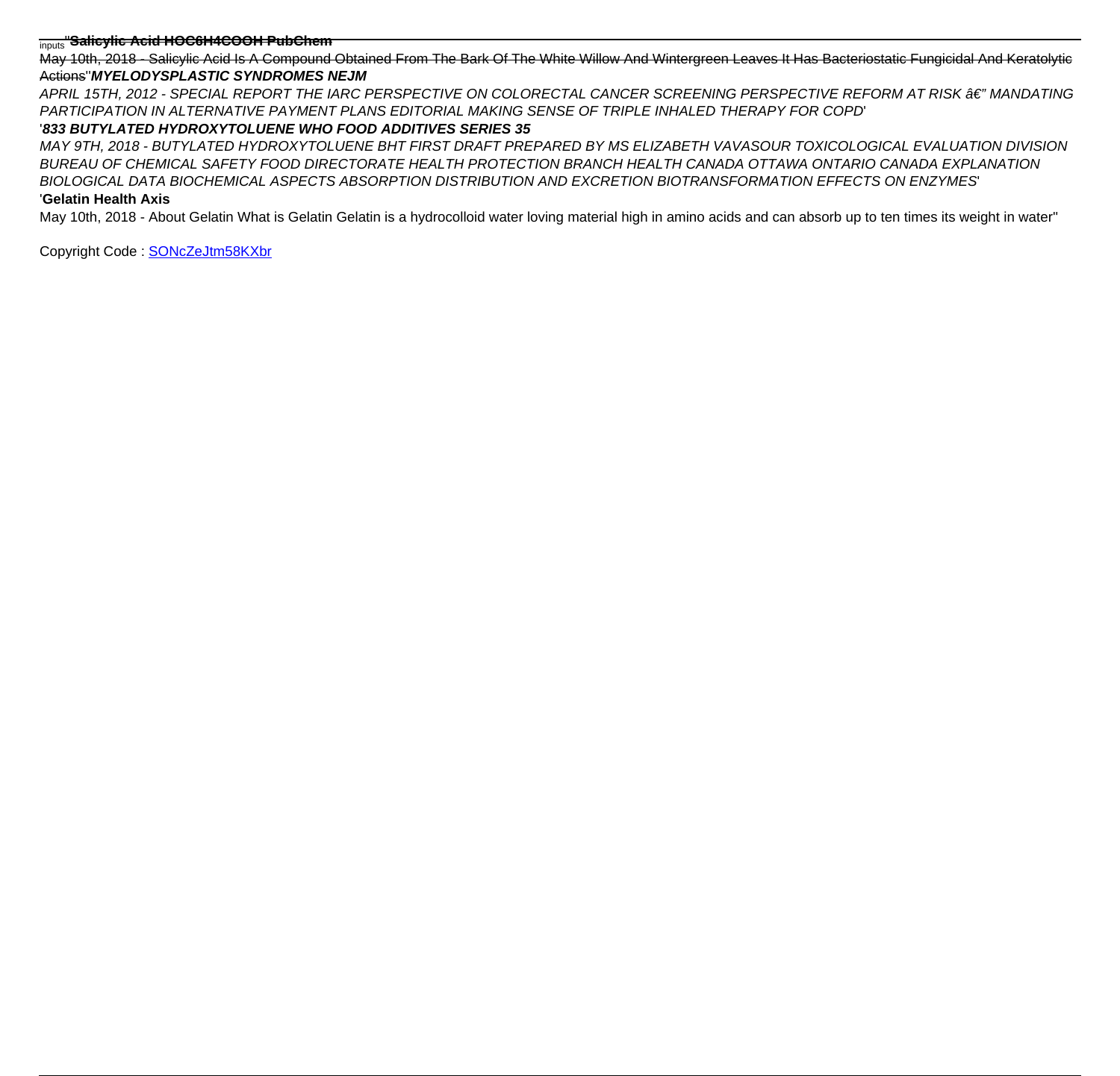inputs''**Salicylic Acid HOC6H4COOH PubChem**

May 10th, 2018 - Salicylic Acid Is A Compound Obtained From The Bark Of The White Willow And Wintergreen Leaves It Has Bacteriostatic Fungicidal And Keratolytic Actions''***MYELODYSPLASTIC SYNDROMES NEJM***

*APRIL 15TH, 2012 - SPECIAL REPORT THE IARC PERSPECTIVE ON COLORECTAL CANCER SCREENING PERSPECTIVE REFORM AT RISK â€" MANDATING PARTICIPATION IN ALTERNATIVE PAYMENT PLANS EDITORIAL MAKING SENSE OF TRIPLE INHALED THERAPY FOR COPD*'

'***833 BUTYLATED HYDROXYTOLUENE WHO FOOD ADDITIVES SERIES 35***

*MAY 9TH, 2018 - BUTYLATED HYDROXYTOLUENE BHT FIRST DRAFT PREPARED BY MS ELIZABETH VAVASOUR TOXICOLOGICAL EVALUATION DIVISION BUREAU OF CHEMICAL SAFETY FOOD DIRECTORATE HEALTH PROTECTION BRANCH HEALTH CANADA OTTAWA ONTARIO CANADA EXPLANATION BIOLOGICAL DATA BIOCHEMICAL ASPECTS ABSORPTION DISTRIBUTION AND EXCRETION BIOTRANSFORMATION EFFECTS ON ENZYMES*'

'**Gelatin Health Axis**

May 10th, 2018 - About Gelatin What is Gelatin Gelatin is a hydrocolloid water loving material high in amino acids and can absorb up to ten times its weight in water''

Copyright Code : SONcZeJtm58KXbr